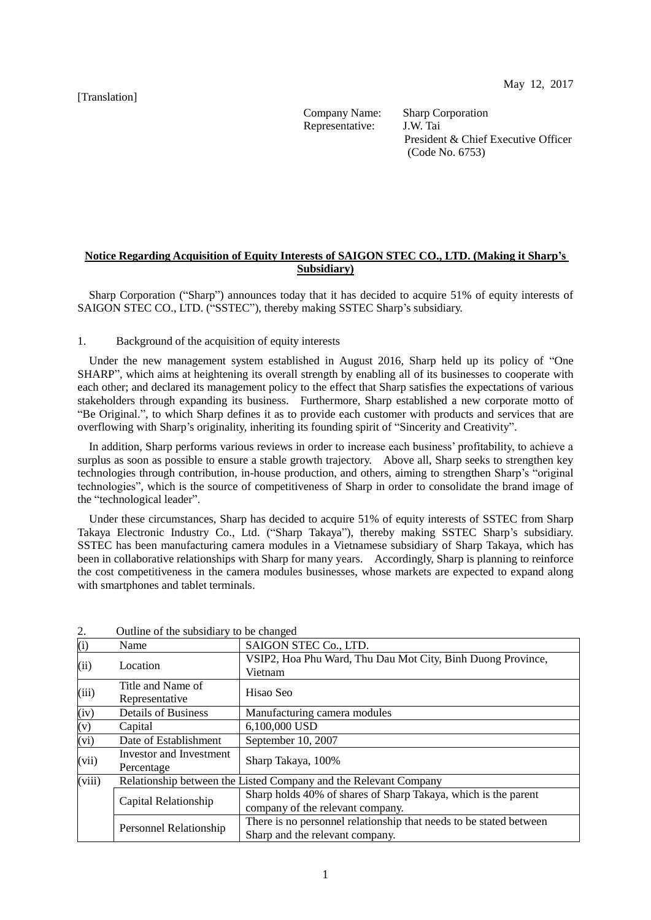May 12, 2017

[Translation]

Company Name: Sharp Corporation
Representative: J.W. Tai
President & Chief Executive Officer
(Code No. 6753)

**Notice Regarding Acquisition of Equity Interests of SAIGON STEC CO., LTD. (Making it Sharp's Subsidiary)**

Sharp Corporation ("Sharp") announces today that it has decided to acquire 51% of equity interests of SAIGON STEC CO., LTD. ("SSTEC"), thereby making SSTEC Sharp's subsidiary.

1. Background of the acquisition of equity interests

Under the new management system established in August 2016, Sharp held up its policy of "One SHARP", which aims at heightening its overall strength by enabling all of its businesses to cooperate with each other; and declared its management policy to the effect that Sharp satisfies the expectations of various stakeholders through expanding its business. Furthermore, Sharp established a new corporate motto of "Be Original.", to which Sharp defines it as to provide each customer with products and services that are overflowing with Sharp's originality, inheriting its founding spirit of "Sincerity and Creativity".

In addition, Sharp performs various reviews in order to increase each business' profitability, to achieve a surplus as soon as possible to ensure a stable growth trajectory. Above all, Sharp seeks to strengthen key technologies through contribution, in-house production, and others, aiming to strengthen Sharp's "original technologies", which is the source of competitiveness of Sharp in order to consolidate the brand image of the "technological leader".

Under these circumstances, Sharp has decided to acquire 51% of equity interests of SSTEC from Sharp Takaya Electronic Industry Co., Ltd. ("Sharp Takaya"), thereby making SSTEC Sharp's subsidiary. SSTEC has been manufacturing camera modules in a Vietnamese subsidiary of Sharp Takaya, which has been in collaborative relationships with Sharp for many years. Accordingly, Sharp is planning to reinforce the cost competitiveness in the camera modules businesses, whose markets are expected to expand along with smartphones and tablet terminals.

2. Outline of the subsidiary to be changed

| | | |
|---|---|---|
| (i) | Name | SAIGON STEC Co., LTD. |
| (ii) | Location | VSIP2, Hoa Phu Ward, Thu Dau Mot City, Binh Duong Province, Vietnam |
| (iii) | Title and Name of Representative | Hisao Seo |
| (iv) | Details of Business | Manufacturing camera modules |
| (v) | Capital | 6,100,000 USD |
| (vi) | Date of Establishment | September 10, 2007 |
| (vii) | Investor and Investment Percentage | Sharp Takaya, 100% |
| (viii) | Relationship between the Listed Company and the Relevant Company | |
| | Capital Relationship | Sharp holds 40% of shares of Sharp Takaya, which is the parent company of the relevant company. |
| | Personnel Relationship | There is no personnel relationship that needs to be stated between Sharp and the relevant company. |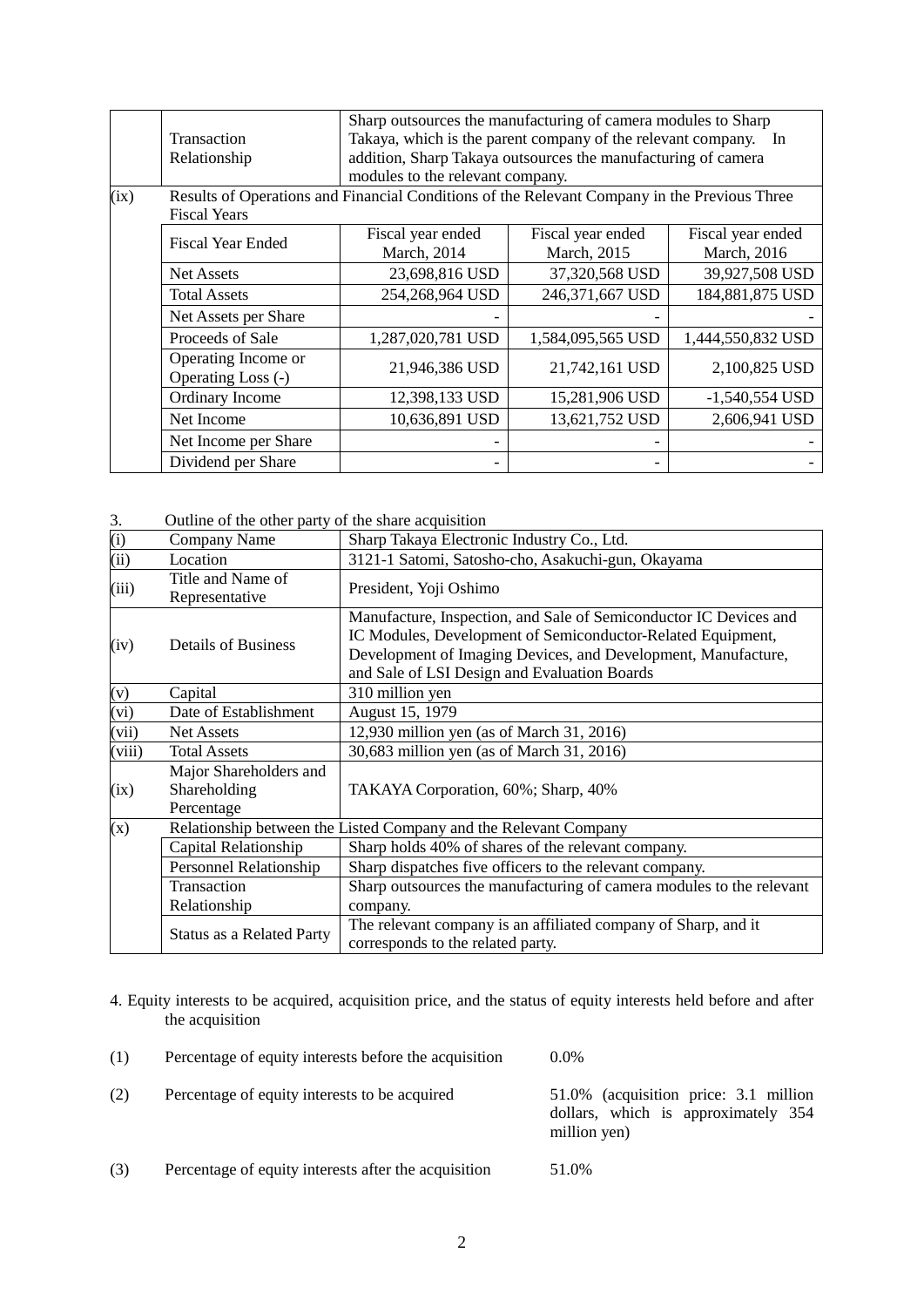| | | | | |
|---|---|---|---|---|
| | Transaction Relationship | Sharp outsources the manufacturing of camera modules to Sharp Takaya, which is the parent company of the relevant company. In addition, Sharp Takaya outsources the manufacturing of camera modules to the relevant company. | | |
| (ix) | Results of Operations and Financial Conditions of the Relevant Company in the Previous Three Fiscal Years | | | |
| | Fiscal Year Ended | Fiscal year ended March, 2014 | Fiscal year ended March, 2015 | Fiscal year ended March, 2016 |
| | Net Assets | 23,698,816 USD | 37,320,568 USD | 39,927,508 USD |
| | Total Assets | 254,268,964 USD | 246,371,667 USD | 184,881,875 USD |
| | Net Assets per Share | - | - | - |
| | Proceeds of Sale | 1,287,020,781 USD | 1,584,095,565 USD | 1,444,550,832 USD |
| | Operating Income or Operating Loss (-) | 21,946,386 USD | 21,742,161 USD | 2,100,825 USD |
| | Ordinary Income | 12,398,133 USD | 15,281,906 USD | -1,540,554 USD |
| | Net Income | 10,636,891 USD | 13,621,752 USD | 2,606,941 USD |
| | Net Income per Share | - | - | - |
| | Dividend per Share | - | - | - |

3. Outline of the other party of the share acquisition

| | | |
|---|---|---|
| (i) | Company Name | Sharp Takaya Electronic Industry Co., Ltd. |
| (ii) | Location | 3121-1 Satomi, Satosho-cho, Asakuchi-gun, Okayama |
| (iii) | Title and Name of Representative | President, Yoji Oshimo |
| (iv) | Details of Business | Manufacture, Inspection, and Sale of Semiconductor IC Devices and IC Modules, Development of Semiconductor-Related Equipment, Development of Imaging Devices, and Development, Manufacture, and Sale of LSI Design and Evaluation Boards |
| (v) | Capital | 310 million yen |
| (vi) | Date of Establishment | August 15, 1979 |
| (vii) | Net Assets | 12,930 million yen (as of March 31, 2016) |
| (viii) | Total Assets | 30,683 million yen (as of March 31, 2016) |
| (ix) | Major Shareholders and Shareholding Percentage | TAKAYA Corporation, 60%; Sharp, 40% |
| (x) | Relationship between the Listed Company and the Relevant Company | |
| | Capital Relationship | Sharp holds 40% of shares of the relevant company. |
| | Personnel Relationship | Sharp dispatches five officers to the relevant company. |
| | Transaction Relationship | Sharp outsources the manufacturing of camera modules to the relevant company. |
| | Status as a Related Party | The relevant company is an affiliated company of Sharp, and it corresponds to the related party. |

4. Equity interests to be acquired, acquisition price, and the status of equity interests held before and after the acquisition

(1) Percentage of equity interests before the acquisition 0.0%

(2) Percentage of equity interests to be acquired 51.0% (acquisition price: 3.1 million dollars, which is approximately 354 million yen)

(3) Percentage of equity interests after the acquisition 51.0%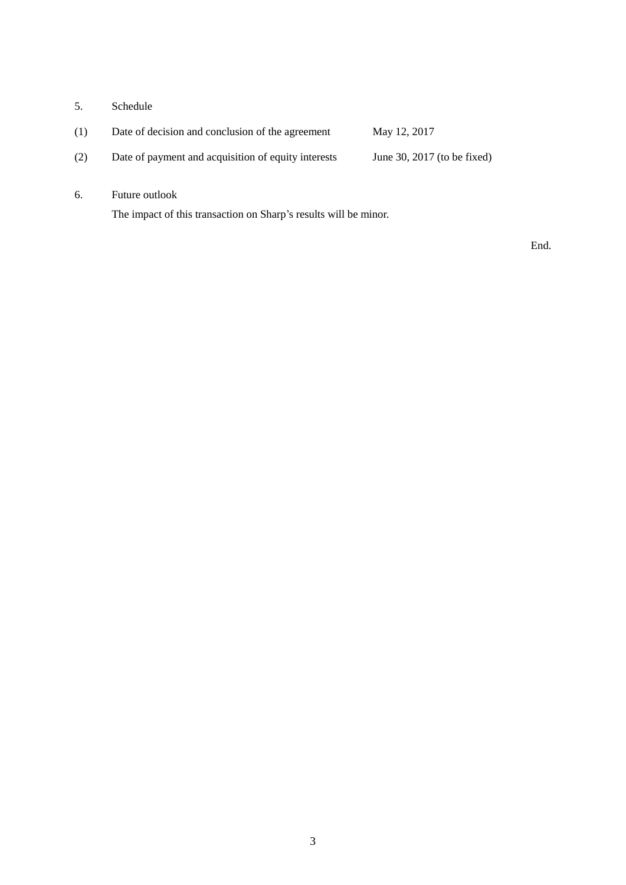5. Schedule

| | | |
|---|---|---|
| (1) | Date of decision and conclusion of the agreement | May 12, 2017 |
| (2) | Date of payment and acquisition of equity interests | June 30, 2017 (to be fixed) |

6. Future outlook

The impact of this transaction on Sharp's results will be minor.

End.